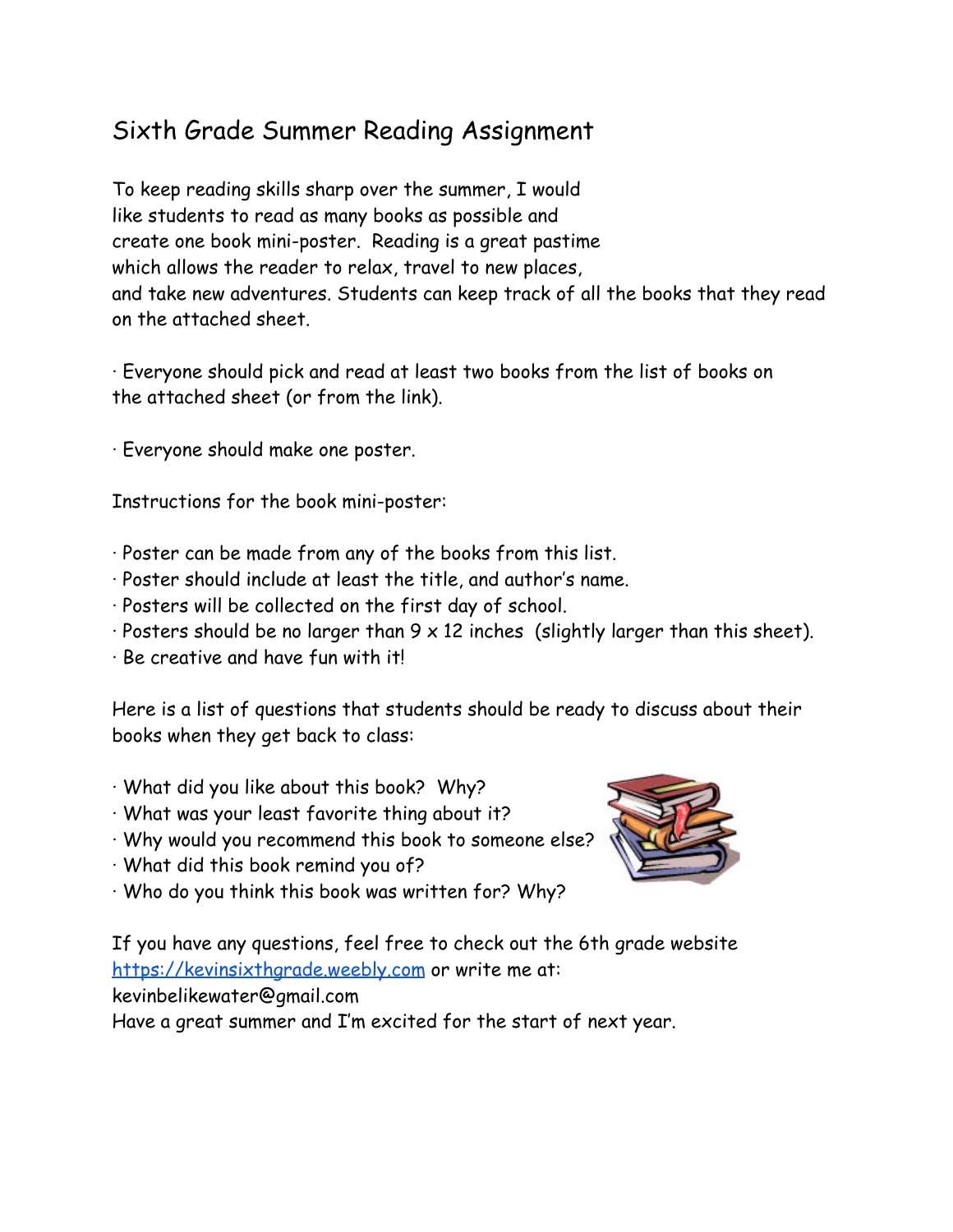# Sixth Grade Summer Reading Assignment

To keep reading skills sharp over the summer, I would like students to read as many books as possible and create one book mini-poster. Reading is a great pastime which allows the reader to relax, travel to new places, and take new adventures. Students can keep track of all the books that they read on the attached sheet.

· Everyone should pick and read at least two books from the list of books on the attached sheet (or from the link).

· Everyone should make one poster.

Instructions for the book mini-poster:

· Poster can be made from any of the books from this list.
· Poster should include at least the title, and author's name.
· Posters will be collected on the first day of school.
· Posters should be no larger than 9 x 12 inches (slightly larger than this sheet).
· Be creative and have fun with it!

Here is a list of questions that students should be ready to discuss about their books when they get back to class:

· What did you like about this book? Why?
· What was your least favorite thing about it?
· Why would you recommend this book to someone else?
· What did this book remind you of?
· Who do you think this book was written for? Why?

If you have any questions, feel free to check out the 6th grade website https://kevinsixthgrade.weebly.com or write me at: kevinbelikewater@gmail.com
Have a great summer and I'm excited for the start of next year.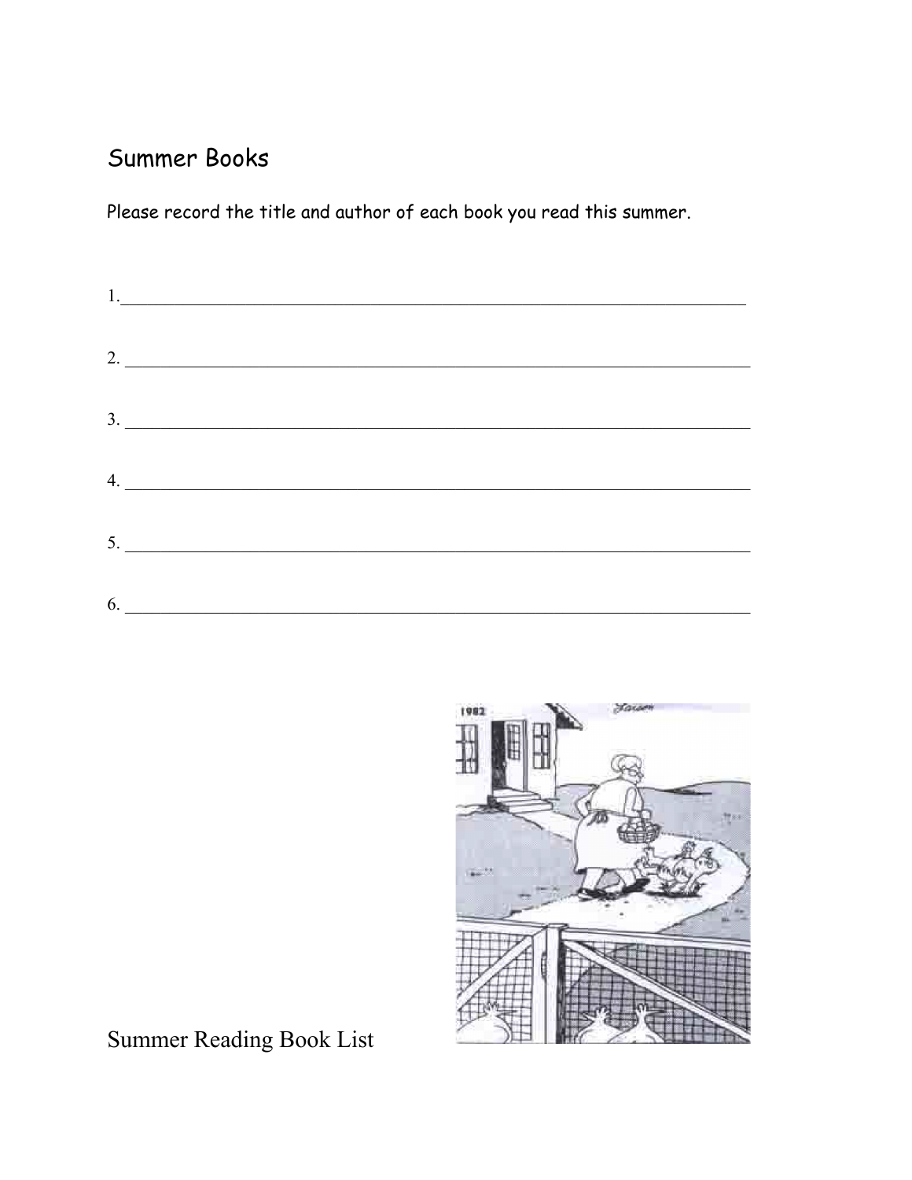## Summer Books

Please record the title and author of each book you read this summer.

1.\_\_\_\_\_\_\_\_\_\_\_\_\_\_\_\_\_\_\_\_\_\_\_\_\_\_\_\_\_\_\_\_\_\_\_\_\_\_\_\_\_\_\_\_\_\_\_\_\_\_\_\_\_\_\_\_\_\_\_\_

2. \_\_\_\_\_\_\_\_\_\_\_\_\_\_\_\_\_\_\_\_\_\_\_\_\_\_\_\_\_\_\_\_\_\_\_\_\_\_\_\_\_\_\_\_\_\_\_\_\_\_\_\_\_\_\_\_\_\_\_\_

3. \_\_\_\_\_\_\_\_\_\_\_\_\_\_\_\_\_\_\_\_\_\_\_\_\_\_\_\_\_\_\_\_\_\_\_\_\_\_\_\_\_\_\_\_\_\_\_\_\_\_\_\_\_\_\_\_\_\_\_\_

4. \_\_\_\_\_\_\_\_\_\_\_\_\_\_\_\_\_\_\_\_\_\_\_\_\_\_\_\_\_\_\_\_\_\_\_\_\_\_\_\_\_\_\_\_\_\_\_\_\_\_\_\_\_\_\_\_\_\_\_\_

5. \_\_\_\_\_\_\_\_\_\_\_\_\_\_\_\_\_\_\_\_\_\_\_\_\_\_\_\_\_\_\_\_\_\_\_\_\_\_\_\_\_\_\_\_\_\_\_\_\_\_\_\_\_\_\_\_\_\_\_\_

6. \_\_\_\_\_\_\_\_\_\_\_\_\_\_\_\_\_\_\_\_\_\_\_\_\_\_\_\_\_\_\_\_\_\_\_\_\_\_\_\_\_\_\_\_\_\_\_\_\_\_\_\_\_\_\_\_\_\_\_\_

Summer Reading Book List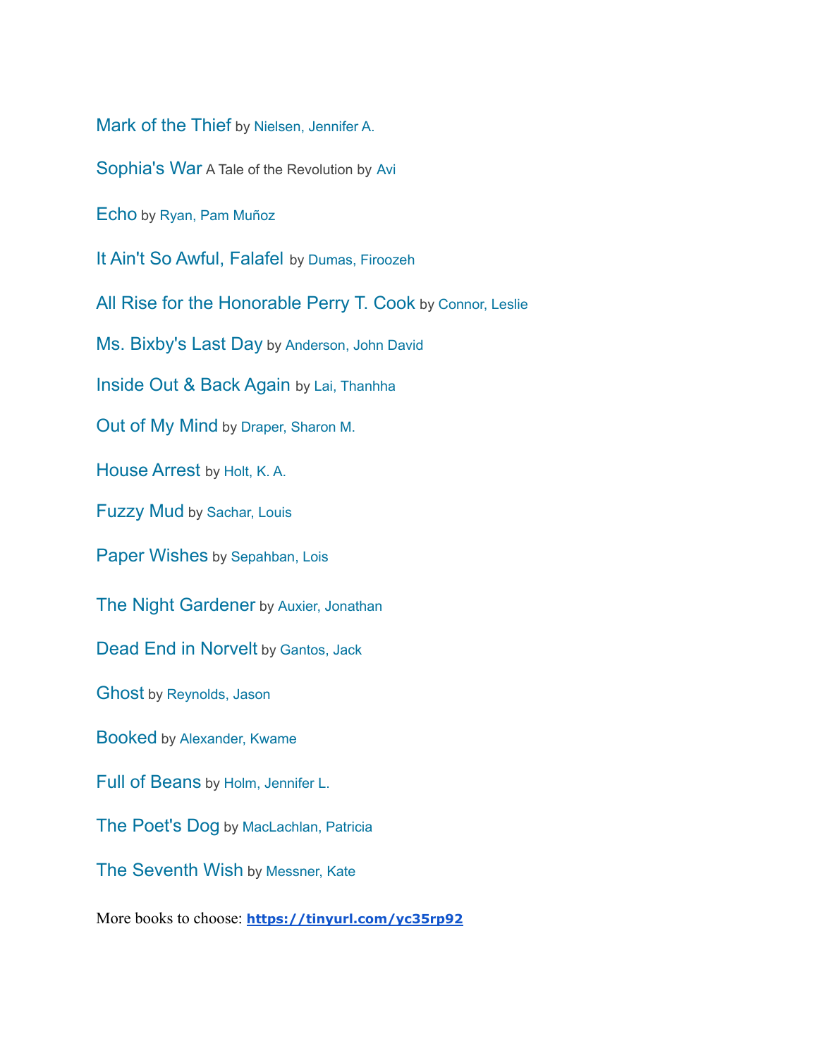Mark of the Thief by Nielsen, Jennifer A.

Sophia's War A Tale of the Revolution by Avi

Echo by Ryan, Pam Muñoz

It Ain't So Awful, Falafel by Dumas, Firoozeh

All Rise for the Honorable Perry T. Cook by Connor, Leslie

Ms. Bixby's Last Day by Anderson, John David

Inside Out & Back Again by Lai, Thanhha

Out of My Mind by Draper, Sharon M.

House Arrest by Holt, K. A.

Fuzzy Mud by Sachar, Louis

Paper Wishes by Sepahban, Lois

The Night Gardener by Auxier, Jonathan

Dead End in Norvelt by Gantos, Jack

Ghost by Reynolds, Jason

Booked by Alexander, Kwame

Full of Beans by Holm, Jennifer L.

The Poet's Dog by MacLachlan, Patricia

The Seventh Wish by Messner, Kate

More books to choose: **https://tinyurl.com/yc35rp92**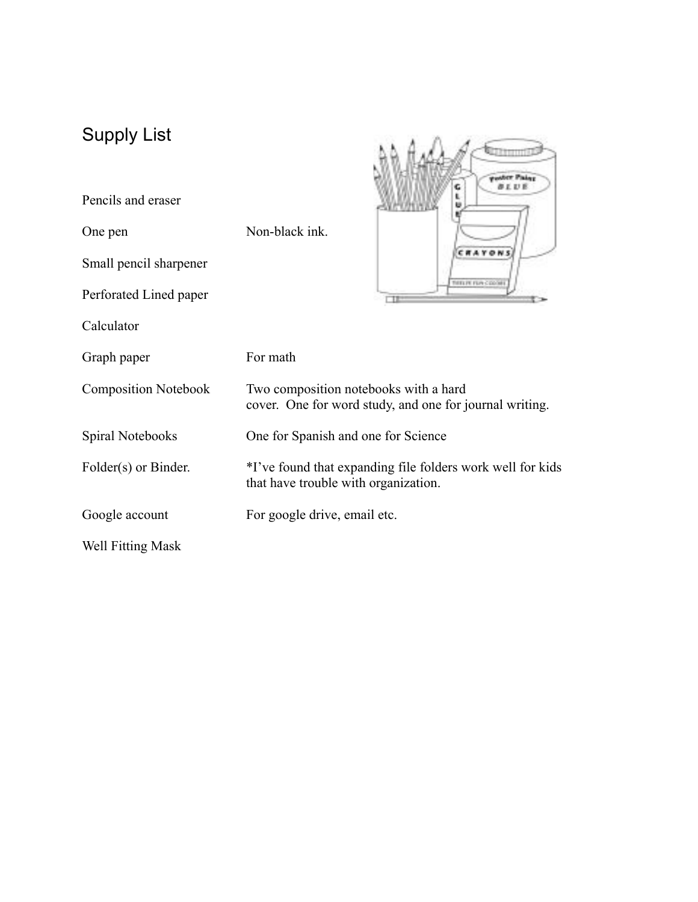# Supply List

| | |
|---|---|
| Pencils and eraser | |
| One pen | Non-black ink. |
| Small pencil sharpener | |
| Perforated Lined paper | |
| Calculator | |
| Graph paper | For math |
| Composition Notebook | Two composition notebooks with a hard cover. One for word study, and one for journal writing. |
| Spiral Notebooks | One for Spanish and one for Science |
| Folder(s) or Binder. | *I've found that expanding file folders work well for kids that have trouble with organization. |
| Google account | For google drive, email etc. |
| Well Fitting Mask | |